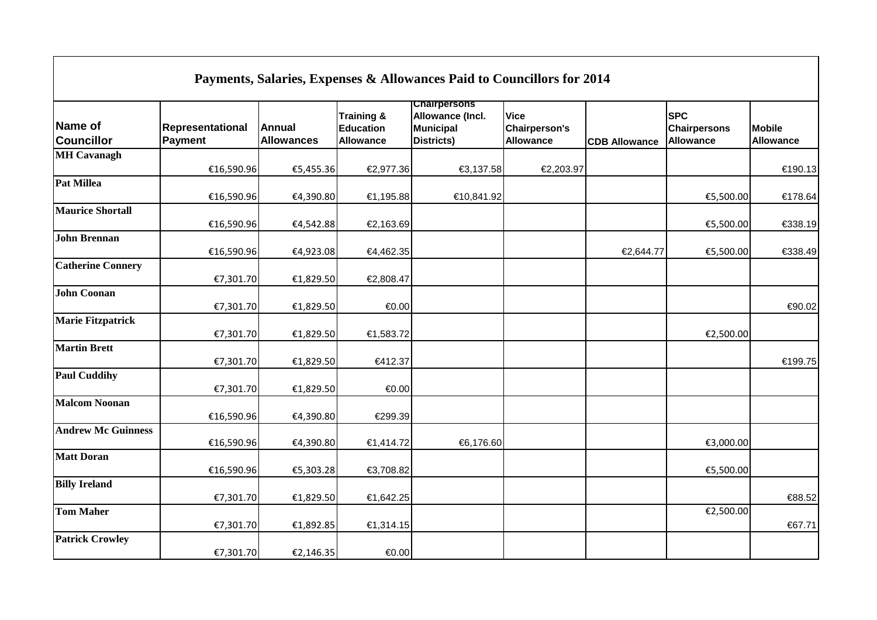# Payments, Salaries, Expenses & Allowances Paid to Councillors for 2014

| Name of Councillor | Representational Payment | Annual Allowances | Training & Education Allowance | Chairpersons Allowance (Incl. Municipal Districts) | Vice Chairperson's Allowance | CDB Allowance | SPC Chairpersons Allowance | Mobile Allowance |
|---|---|---|---|---|---|---|---|---|
| **MH Cavanagh** | €16,590.96 | €5,455.36 | €2,977.36 | €3,137.58 | €2,203.97 | | | €190.13 |
| **Pat Millea** | €16,590.96 | €4,390.80 | €1,195.88 | €10,841.92 | | | €5,500.00 | €178.64 |
| **Maurice Shortall** | €16,590.96 | €4,542.88 | €2,163.69 | | | | €5,500.00 | €338.19 |
| **John Brennan** | €16,590.96 | €4,923.08 | €4,462.35 | | | €2,644.77 | €5,500.00 | €338.49 |
| **Catherine Connery** | €7,301.70 | €1,829.50 | €2,808.47 | | | | | |
| **John Coonan** | €7,301.70 | €1,829.50 | €0.00 | | | | | €90.02 |
| **Marie Fitzpatrick** | €7,301.70 | €1,829.50 | €1,583.72 | | | | €2,500.00 | |
| **Martin Brett** | €7,301.70 | €1,829.50 | €412.37 | | | | | €199.75 |
| **Paul Cuddihy** | €7,301.70 | €1,829.50 | €0.00 | | | | | |
| **Malcom Noonan** | €16,590.96 | €4,390.80 | €299.39 | | | | | |
| **Andrew Mc Guinness** | €16,590.96 | €4,390.80 | €1,414.72 | €6,176.60 | | | €3,000.00 | |
| **Matt Doran** | €16,590.96 | €5,303.28 | €3,708.82 | | | | €5,500.00 | |
| **Billy Ireland** | €7,301.70 | €1,829.50 | €1,642.25 | | | | | €88.52 |
| **Tom Maher** | €7,301.70 | €1,892.85 | €1,314.15 | | | | €2,500.00 | €67.71 |
| **Patrick Crowley** | €7,301.70 | €2,146.35 | €0.00 | | | | | |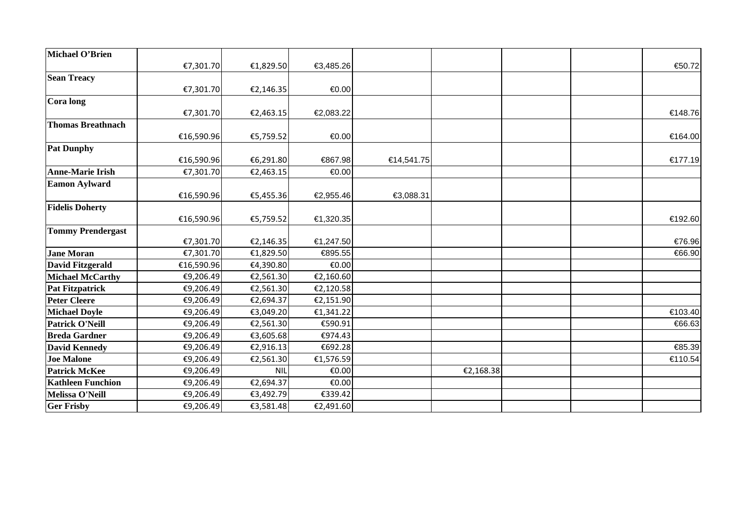| | | | | | | | | |
|---|---|---|---|---|---|---|---|---|
| **Michael O'Brien** | €7,301.70 | €1,829.50 | €3,485.26 | | | | | €50.72 |
| **Sean Treacy** | €7,301.70 | €2,146.35 | €0.00 | | | | | |
| **Cora long** | €7,301.70 | €2,463.15 | €2,083.22 | | | | | €148.76 |
| **Thomas Breathnach** | €16,590.96 | €5,759.52 | €0.00 | | | | | €164.00 |
| **Pat Dunphy** | €16,590.96 | €6,291.80 | €867.98 | €14,541.75 | | | | €177.19 |
| **Anne-Marie Irish** | €7,301.70 | €2,463.15 | €0.00 | | | | | |
| **Eamon Aylward** | €16,590.96 | €5,455.36 | €2,955.46 | €3,088.31 | | | | |
| **Fidelis Doherty** | €16,590.96 | €5,759.52 | €1,320.35 | | | | | €192.60 |
| **Tommy Prendergast** | €7,301.70 | €2,146.35 | €1,247.50 | | | | | €76.96 |
| **Jane Moran** | €7,301.70 | €1,829.50 | €895.55 | | | | | €66.90 |
| **David Fitzgerald** | €16,590.96 | €4,390.80 | €0.00 | | | | | |
| **Michael McCarthy** | €9,206.49 | €2,561.30 | €2,160.60 | | | | | |
| **Pat Fitzpatrick** | €9,206.49 | €2,561.30 | €2,120.58 | | | | | |
| **Peter Cleere** | €9,206.49 | €2,694.37 | €2,151.90 | | | | | |
| **Michael Doyle** | €9,206.49 | €3,049.20 | €1,341.22 | | | | | €103.40 |
| **Patrick O'Neill** | €9,206.49 | €2,561.30 | €590.91 | | | | | €66.63 |
| **Breda Gardner** | €9,206.49 | €3,605.68 | €974.43 | | | | | |
| **David Kennedy** | €9,206.49 | €2,916.13 | €692.28 | | | | | €85.39 |
| **Joe Malone** | €9,206.49 | €2,561.30 | €1,576.59 | | | | | €110.54 |
| **Patrick McKee** | €9,206.49 | NIL | €0.00 | | €2,168.38 | | | |
| **Kathleen Funchion** | €9,206.49 | €2,694.37 | €0.00 | | | | | |
| **Melissa O'Neill** | €9,206.49 | €3,492.79 | €339.42 | | | | | |
| **Ger Frisby** | €9,206.49 | €3,581.48 | €2,491.60 | | | | | |